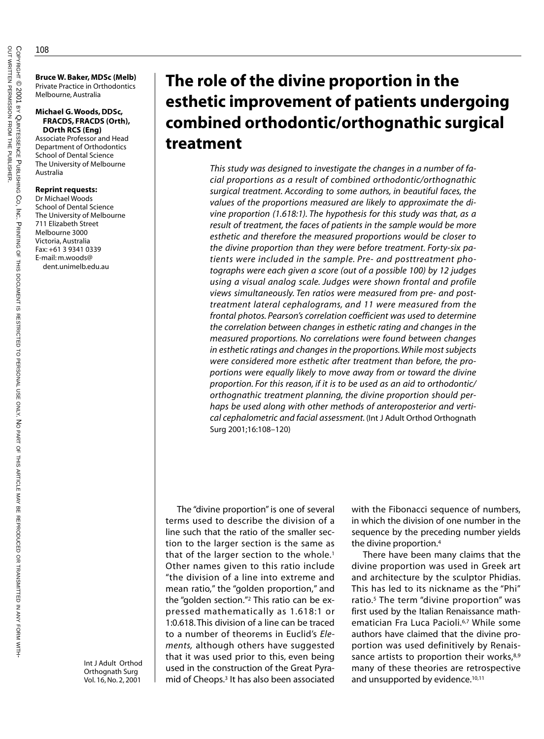# The role of the divine proportion in the esthetic improvement of patients undergoing combined orthodontic/orthognathic surgical treatment

**Bruce W. Baker, MDSc (Melb)**
Private Practice in Orthodontics
Melbourne, Australia

**Michael G. Woods, DDSc, FRACDS, FRACDS (Orth), DOrth RCS (Eng)**
Associate Professor and Head
Department of Orthodontics
School of Dental Science
The University of Melbourne
Australia

**Reprint requests:**
Dr Michael Woods
School of Dental Science
The University of Melbourne
711 Elizabeth Street
Melbourne 3000
Victoria, Australia
Fax: +61 3 9341 0339
E-mail: m.woods@dent.unimelb.edu.au

*This study was designed to investigate the changes in a number of facial proportions as a result of combined orthodontic/orthognathic surgical treatment. According to some authors, in beautiful faces, the values of the proportions measured are likely to approximate the divine proportion (1.618:1). The hypothesis for this study was that, as a result of treatment, the faces of patients in the sample would be more esthetic and therefore the measured proportions would be closer to the divine proportion than they were before treatment. Forty-six patients were included in the sample. Pre- and posttreatment photographs were each given a score (out of a possible 100) by 12 judges using a visual analog scale. Judges were shown frontal and profile views simultaneously. Ten ratios were measured from pre- and posttreatment lateral cephalograms, and 11 were measured from the frontal photos. Pearson's correlation coefficient was used to determine the correlation between changes in esthetic rating and changes in the measured proportions. No correlations were found between changes in esthetic ratings and changes in the proportions. While most subjects were considered more esthetic after treatment than before, the proportions were equally likely to move away from or toward the divine proportion. For this reason, if it is to be used as an aid to orthodontic/orthognathic treatment planning, the divine proportion should perhaps be used along with other methods of anteroposterior and vertical cephalometric and facial assessment.* (Int J Adult Orthod Orthognath Surg 2001;16:108–120)

The "divine proportion" is one of several terms used to describe the division of a line such that the ratio of the smaller section to the larger section is the same as that of the larger section to the whole.[1] Other names given to this ratio include "the division of a line into extreme and mean ratio," the "golden proportion," and the "golden section."[2] This ratio can be expressed mathematically as 1.618:1 or 1:0.618. This division of a line can be traced to a number of theorems in Euclid's *Elements,* although others have suggested that it was used prior to this, even being used in the construction of the Great Pyramid of Cheops.[3] It has also been associated with the Fibonacci sequence of numbers, in which the division of one number in the sequence by the preceding number yields the divine proportion.[4]

There have been many claims that the divine proportion was used in Greek art and architecture by the sculptor Phidias. This has led to its nickname as the "Phi" ratio.[5] The term "divine proportion" was first used by the Italian Renaissance mathematician Fra Luca Pacioli.[6,7] While some authors have claimed that the divine proportion was used definitively by Renaissance artists to proportion their works,[8,9] many of these theories are retrospective and unsupported by evidence.[10,11]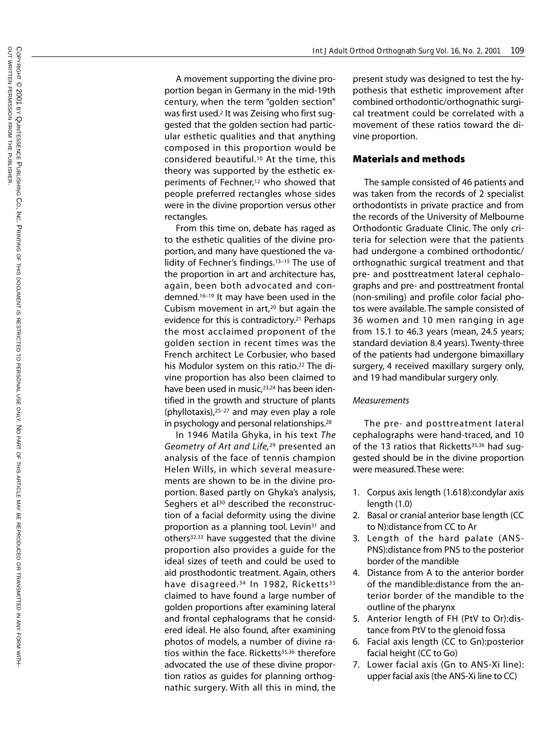A movement supporting the divine proportion began in Germany in the mid-19th century, when the term "golden section" was first used.[2] It was Zeising who first suggested that the golden section had particular esthetic qualities and that anything composed in this proportion would be considered beautiful.[10] At the time, this theory was supported by the esthetic experiments of Fechner,[12] who showed that people preferred rectangles whose sides were in the divine proportion versus other rectangles.

From this time on, debate has raged as to the esthetic qualities of the divine proportion, and many have questioned the validity of Fechner's findings.[13–15] The use of the proportion in art and architecture has, again, been both advocated and condemned.[16–19] It may have been used in the Cubism movement in art,[20] but again the evidence for this is contradictory.[21] Perhaps the most acclaimed proponent of the golden section in recent times was the French architect Le Corbusier, who based his Modulor system on this ratio.[22] The divine proportion has also been claimed to have been used in music,[23,24] has been identified in the growth and structure of plants (phyllotaxis),[25–27] and may even play a role in psychology and personal relationships.[28]

In 1946 Matila Ghyka, in his text *The Geometry of Art and Life,*[29] presented an analysis of the face of tennis champion Helen Wills, in which several measurements are shown to be in the divine proportion. Based partly on Ghyka's analysis, Seghers et al[30] described the reconstruction of a facial deformity using the divine proportion as a planning tool. Levin[31] and others[32,33] have suggested that the divine proportion also provides a guide for the ideal sizes of teeth and could be used to aid prosthodontic treatment. Again, others have disagreed.[34] In 1982, Ricketts[35] claimed to have found a large number of golden proportions after examining lateral and frontal cephalograms that he considered ideal. He also found, after examining photos of models, a number of divine ratios within the face. Ricketts[35,36] therefore advocated the use of these divine proportion ratios as guides for planning orthognathic surgery. With all this in mind, the present study was designed to test the hypothesis that esthetic improvement after combined orthodontic/orthognathic surgical treatment could be correlated with a movement of these ratios toward the divine proportion.

## Materials and methods

The sample consisted of 46 patients and was taken from the records of 2 specialist orthodontists in private practice and from the records of the University of Melbourne Orthodontic Graduate Clinic. The only criteria for selection were that the patients had undergone a combined orthodontic/orthognathic surgical treatment and that pre- and posttreatment lateral cephalographs and pre- and posttreatment frontal (non-smiling) and profile color facial photos were available. The sample consisted of 36 women and 10 men ranging in age from 15.1 to 46.3 years (mean, 24.5 years; standard deviation 8.4 years). Twenty-three of the patients had undergone bimaxillary surgery, 4 received maxillary surgery only, and 19 had mandibular surgery only.

### *Measurements*

The pre- and posttreatment lateral cephalographs were hand-traced, and 10 of the 13 ratios that Ricketts[35,36] had suggested should be in the divine proportion were measured. These were:

1. Corpus axis length (1.618):condylar axis length (1.0)
2. Basal or cranial anterior base length (CC to N):distance from CC to Ar
3. Length of the hard palate (ANS-PNS):distance from PNS to the posterior border of the mandible
4. Distance from A to the anterior border of the mandible:distance from the anterior border of the mandible to the outline of the pharynx
5. Anterior length of FH (PtV to Or):distance from PtV to the glenoid fossa
6. Facial axis length (CC to Gn):posterior facial height (CC to Go)
7. Lower facial axis (Gn to ANS-Xi line):upper facial axis (the ANS-Xi line to CC)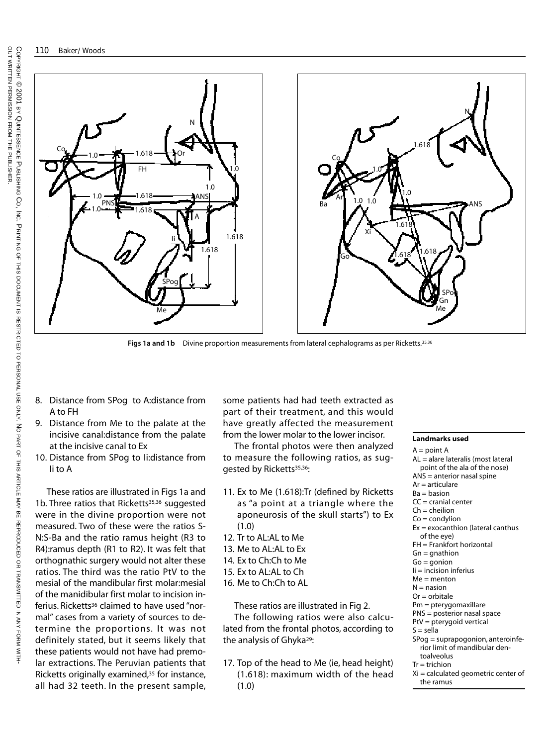Figs 1a and 1b Divine proportion measurements from lateral cephalograms as per Ricketts.[35,36]

8. Distance from SPog to A:distance from A to FH
9. Distance from Me to the palate at the incisive canal:distance from the palate at the incisive canal to Ex
10. Distance from SPog to Ii:distance from Ii to A

These ratios are illustrated in Figs 1a and 1b. Three ratios that Ricketts[35,36] suggested were in the divine proportion were not measured. Two of these were the ratios S-N:S-Ba and the ratio ramus height (R3 to R4):ramus depth (R1 to R2). It was felt that orthognathic surgery would not alter these ratios. The third was the ratio PtV to the mesial of the mandibular first molar:mesial of the manidibular first molar to incision inferius. Ricketts[36] claimed to have used "normal" cases from a variety of sources to determine the proportions. It was not definitely stated, but it seems likely that these patients would not have had premolar extractions. The Peruvian patients that Ricketts originally examined,[35] for instance, all had 32 teeth. In the present sample, some patients had had teeth extracted as part of their treatment, and this would have greatly affected the measurement from the lower molar to the lower incisor.

The frontal photos were then analyzed to measure the following ratios, as suggested by Ricketts[35,36]:

11. Ex to Me (1.618):Tr (defined by Ricketts as "a point at a triangle where the aponeurosis of the skull starts") to Ex (1.0)
12. Tr to AL:AL to Me
13. Me to AL:AL to Ex
14. Ex to Ch:Ch to Me
15. Ex to AL:AL to Ch
16. Me to Ch:Ch to AL

These ratios are illustrated in Fig 2.

The following ratios were also calculated from the frontal photos, according to the analysis of Ghyka[29]:

17. Top of the head to Me (ie, head height) (1.618): maximum width of the head (1.0)

**Landmarks used**

A = point A
AL = alare lateralis (most lateral point of the ala of the nose)
ANS = anterior nasal spine
Ar = articulare
Ba = basion
CC = cranial center
Ch = cheilion
Co = condylion
Ex = exocanthion (lateral canthus of the eye)
FH = Frankfort horizontal
Gn = gnathion
Go = gonion
Ii = incision inferius
Me = menton
N = nasion
Or = orbitale
Pm = pterygomaxillare
PNS = posterior nasal space
PtV = pterygoid vertical
S = sella
SPog = suprapogonion, anteroinferior limit of mandibular dentoalveolus
Tr = trichion
Xi = calculated geometric center of the ramus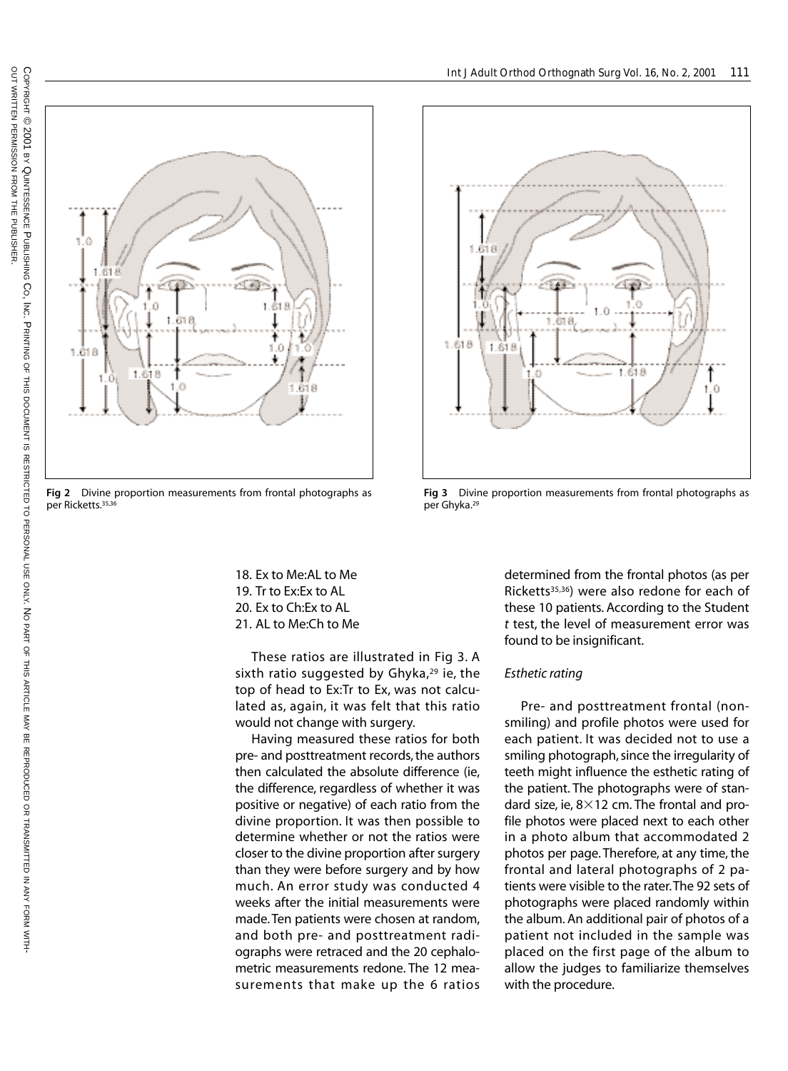Fig 2 Divine proportion measurements from frontal photographs as per Ricketts.[35,36]

Fig 3 Divine proportion measurements from frontal photographs as per Ghyka.[29]

18. Ex to Me:AL to Me
19. Tr to Ex:Ex to AL
20. Ex to Ch:Ex to AL
21. AL to Me:Ch to Me

These ratios are illustrated in Fig 3. A sixth ratio suggested by Ghyka,[29] ie, the top of head to Ex:Tr to Ex, was not calculated as, again, it was felt that this ratio would not change with surgery.

Having measured these ratios for both pre- and posttreatment records, the authors then calculated the absolute difference (ie, the difference, regardless of whether it was positive or negative) of each ratio from the divine proportion. It was then possible to determine whether or not the ratios were closer to the divine proportion after surgery than they were before surgery and by how much. An error study was conducted 4 weeks after the initial measurements were made. Ten patients were chosen at random, and both pre- and posttreatment radiographs were retraced and the 20 cephalometric measurements redone. The 12 measurements that make up the 6 ratios determined from the frontal photos (as per Ricketts[35,36]) were also redone for each of these 10 patients. According to the Student *t* test, the level of measurement error was found to be insignificant.

*Esthetic rating*

Pre- and posttreatment frontal (nonsmiling) and profile photos were used for each patient. It was decided not to use a smiling photograph, since the irregularity of teeth might influence the esthetic rating of the patient. The photographs were of standard size, ie, 8×12 cm. The frontal and profile photos were placed next to each other in a photo album that accommodated 2 photos per page. Therefore, at any time, the frontal and lateral photographs of 2 patients were visible to the rater. The 92 sets of photographs were placed randomly within the album. An additional pair of photos of a patient not included in the sample was placed on the first page of the album to allow the judges to familiarize themselves with the procedure.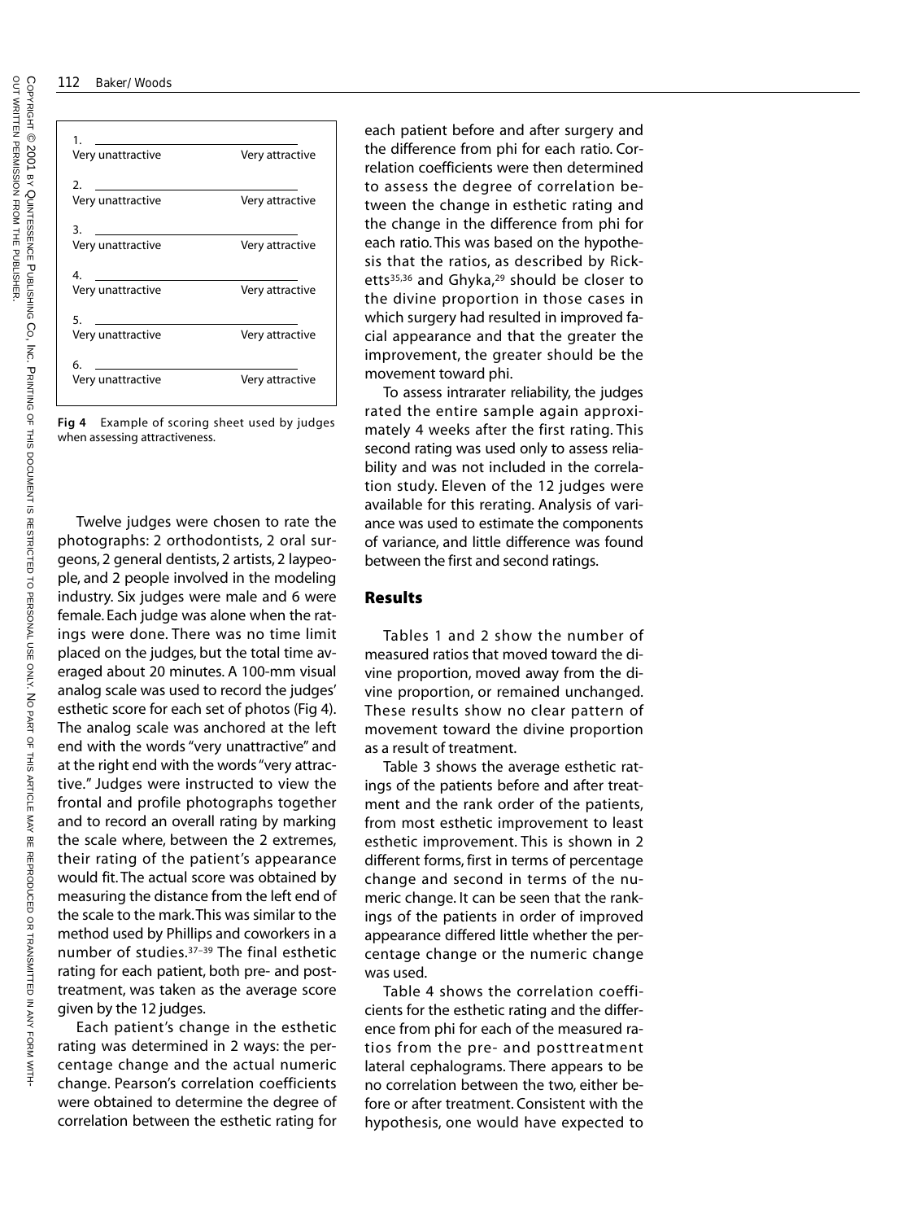| 1. |  |
|---|---|
| Very unattractive | Very attractive |
| 2. |  |
| Very unattractive | Very attractive |
| 3. |  |
| Very unattractive | Very attractive |
| 4. |  |
| Very unattractive | Very attractive |
| 5. |  |
| Very unattractive | Very attractive |
| 6. |  |
| Very unattractive | Very attractive |

**Fig 4** Example of scoring sheet used by judges when assessing attractiveness.

Twelve judges were chosen to rate the photographs: 2 orthodontists, 2 oral surgeons, 2 general dentists, 2 artists, 2 laypeople, and 2 people involved in the modeling industry. Six judges were male and 6 were female. Each judge was alone when the ratings were done. There was no time limit placed on the judges, but the total time averaged about 20 minutes. A 100-mm visual analog scale was used to record the judges' esthetic score for each set of photos (Fig 4). The analog scale was anchored at the left end with the words "very unattractive" and at the right end with the words "very attractive." Judges were instructed to view the frontal and profile photographs together and to record an overall rating by marking the scale where, between the 2 extremes, their rating of the patient's appearance would fit. The actual score was obtained by measuring the distance from the left end of the scale to the mark. This was similar to the method used by Phillips and coworkers in a number of studies.[37–39] The final esthetic rating for each patient, both pre- and posttreatment, was taken as the average score given by the 12 judges.

Each patient's change in the esthetic rating was determined in 2 ways: the percentage change and the actual numeric change. Pearson's correlation coefficients were obtained to determine the degree of correlation between the esthetic rating for each patient before and after surgery and the difference from phi for each ratio. Correlation coefficients were then determined to assess the degree of correlation between the change in esthetic rating and the change in the difference from phi for each ratio. This was based on the hypothesis that the ratios, as described by Ricketts[35,36] and Ghyka,[29] should be closer to the divine proportion in those cases in which surgery had resulted in improved facial appearance and that the greater the improvement, the greater should be the movement toward phi.

To assess intrarater reliability, the judges rated the entire sample again approximately 4 weeks after the first rating. This second rating was used only to assess reliability and was not included in the correlation study. Eleven of the 12 judges were available for this rerating. Analysis of variance was used to estimate the components of variance, and little difference was found between the first and second ratings.

## Results

Tables 1 and 2 show the number of measured ratios that moved toward the divine proportion, moved away from the divine proportion, or remained unchanged. These results show no clear pattern of movement toward the divine proportion as a result of treatment.

Table 3 shows the average esthetic ratings of the patients before and after treatment and the rank order of the patients, from most esthetic improvement to least esthetic improvement. This is shown in 2 different forms, first in terms of percentage change and second in terms of the numeric change. It can be seen that the rankings of the patients in order of improved appearance differed little whether the percentage change or the numeric change was used.

Table 4 shows the correlation coefficients for the esthetic rating and the difference from phi for each of the measured ratios from the pre- and posttreatment lateral cephalograms. There appears to be no correlation between the two, either before or after treatment. Consistent with the hypothesis, one would have expected to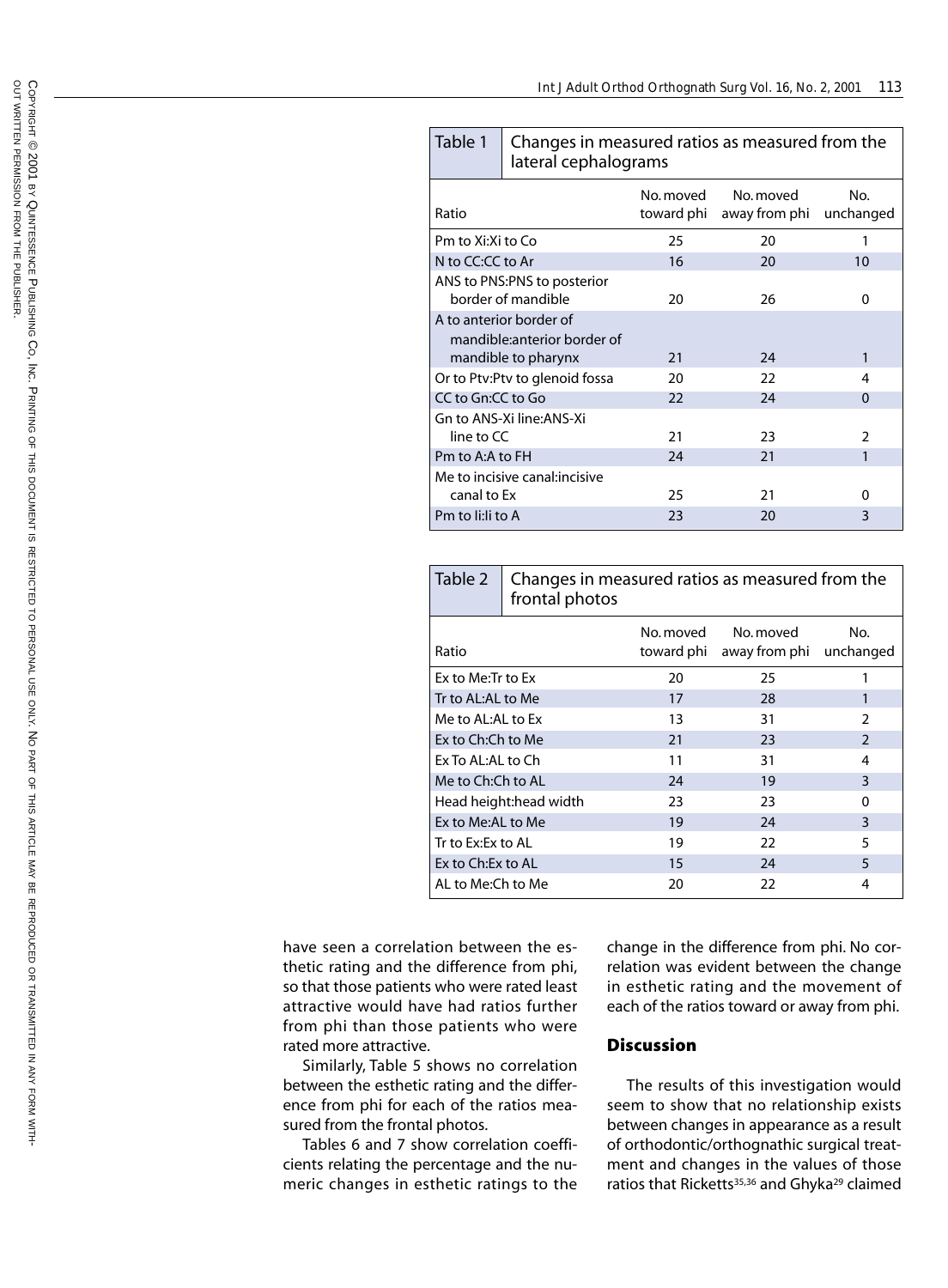**Table 1** Changes in measured ratios as measured from the lateral cephalograms

| Ratio | No. moved toward phi | No. moved away from phi | No. unchanged |
|---|---|---|---|
| Pm to Xi:Xi to Co | 25 | 20 | 1 |
| N to CC:CC to Ar | 16 | 20 | 10 |
| ANS to PNS:PNS to posterior border of mandible | 20 | 26 | 0 |
| A to anterior border of mandible:anterior border of mandible to pharynx | 21 | 24 | 1 |
| Or to Ptv:Ptv to glenoid fossa | 20 | 22 | 4 |
| CC to Gn:CC to Go | 22 | 24 | 0 |
| Gn to ANS-Xi line:ANS-Xi line to CC | 21 | 23 | 2 |
| Pm to A:A to FH | 24 | 21 | 1 |
| Me to incisive canal:incisive canal to Ex | 25 | 21 | 0 |
| Pm to Ii:Ii to A | 23 | 20 | 3 |

**Table 2** Changes in measured ratios as measured from the frontal photos

| Ratio | No. moved toward phi | No. moved away from phi | No. unchanged |
|---|---|---|---|
| Ex to Me:Tr to Ex | 20 | 25 | 1 |
| Tr to AL:AL to Me | 17 | 28 | 1 |
| Me to AL:AL to Ex | 13 | 31 | 2 |
| Ex to Ch:Ch to Me | 21 | 23 | 2 |
| Ex To AL:AL to Ch | 11 | 31 | 4 |
| Me to Ch:Ch to AL | 24 | 19 | 3 |
| Head height:head width | 23 | 23 | 0 |
| Ex to Me:AL to Me | 19 | 24 | 3 |
| Tr to Ex:Ex to AL | 19 | 22 | 5 |
| Ex to Ch:Ex to AL | 15 | 24 | 5 |
| AL to Me:Ch to Me | 20 | 22 | 4 |

have seen a correlation between the esthetic rating and the difference from phi, so that those patients who were rated least attractive would have had ratios further from phi than those patients who were rated more attractive.

Similarly, Table 5 shows no correlation between the esthetic rating and the difference from phi for each of the ratios measured from the frontal photos.

Tables 6 and 7 show correlation coefficients relating the percentage and the numeric changes in esthetic ratings to the change in the difference from phi. No correlation was evident between the change in esthetic rating and the movement of each of the ratios toward or away from phi.

## Discussion

The results of this investigation would seem to show that no relationship exists between changes in appearance as a result of orthodontic/orthognathic surgical treatment and changes in the values of those ratios that Ricketts[35,36] and Ghyka[29] claimed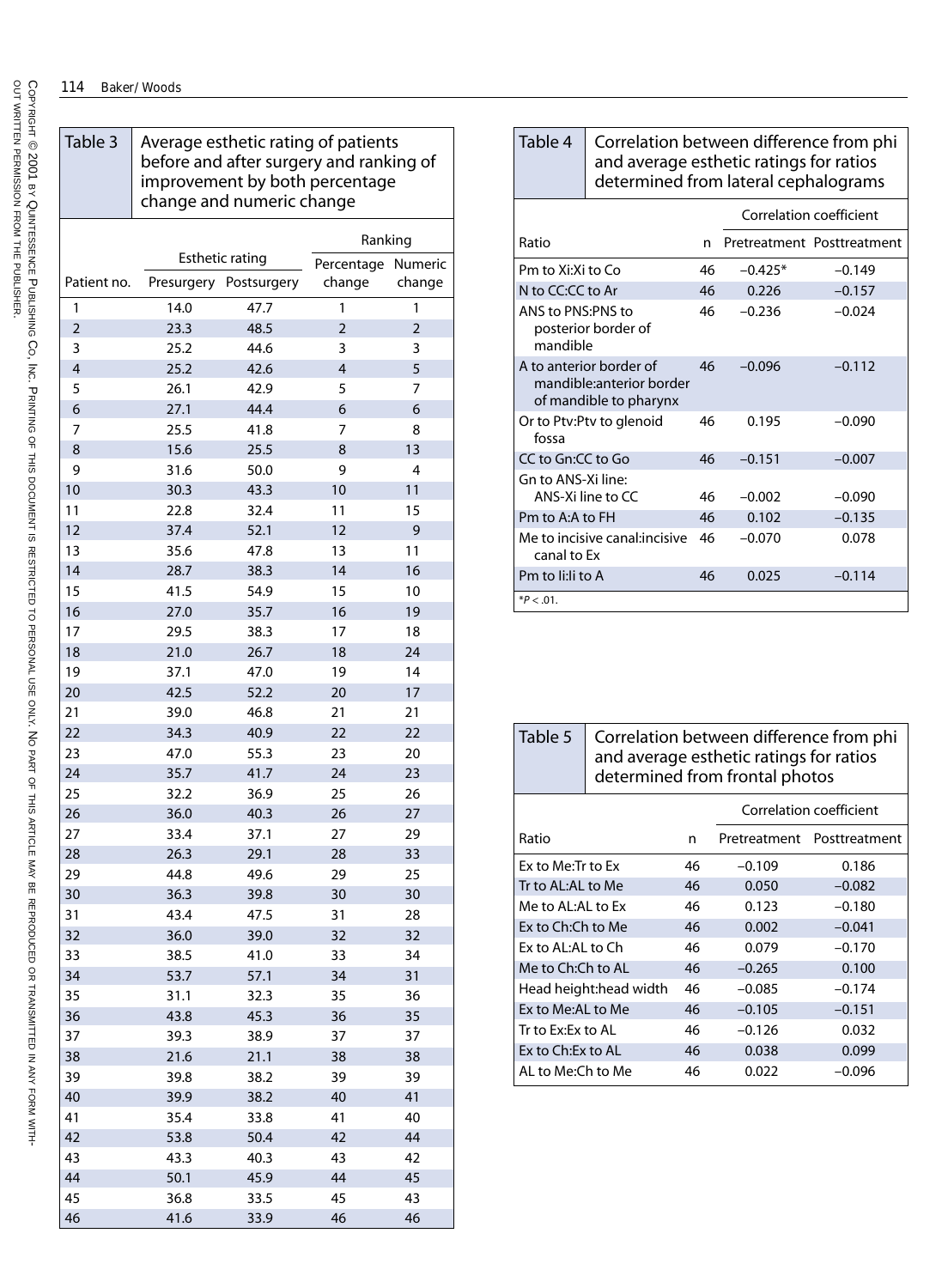**Table 3** Average esthetic rating of patients before and after surgery and ranking of improvement by both percentage change and numeric change

| Patient no. | Esthetic rating | | Ranking | |
|---|---|---|---|---|
| | Presurgery | Postsurgery | Percentage change | Numeric change |
| 1 | 14.0 | 47.7 | 1 | 1 |
| 2 | 23.3 | 48.5 | 2 | 2 |
| 3 | 25.2 | 44.6 | 3 | 3 |
| 4 | 25.2 | 42.6 | 4 | 5 |
| 5 | 26.1 | 42.9 | 5 | 7 |
| 6 | 27.1 | 44.4 | 6 | 6 |
| 7 | 25.5 | 41.8 | 7 | 8 |
| 8 | 15.6 | 25.5 | 8 | 13 |
| 9 | 31.6 | 50.0 | 9 | 4 |
| 10 | 30.3 | 43.3 | 10 | 11 |
| 11 | 22.8 | 32.4 | 11 | 15 |
| 12 | 37.4 | 52.1 | 12 | 9 |
| 13 | 35.6 | 47.8 | 13 | 11 |
| 14 | 28.7 | 38.3 | 14 | 16 |
| 15 | 41.5 | 54.9 | 15 | 10 |
| 16 | 27.0 | 35.7 | 16 | 19 |
| 17 | 29.5 | 38.3 | 17 | 18 |
| 18 | 21.0 | 26.7 | 18 | 24 |
| 19 | 37.1 | 47.0 | 19 | 14 |
| 20 | 42.5 | 52.2 | 20 | 17 |
| 21 | 39.0 | 46.8 | 21 | 21 |
| 22 | 34.3 | 40.9 | 22 | 22 |
| 23 | 47.0 | 55.3 | 23 | 20 |
| 24 | 35.7 | 41.7 | 24 | 23 |
| 25 | 32.2 | 36.9 | 25 | 26 |
| 26 | 36.0 | 40.3 | 26 | 27 |
| 27 | 33.4 | 37.1 | 27 | 29 |
| 28 | 26.3 | 29.1 | 28 | 33 |
| 29 | 44.8 | 49.6 | 29 | 25 |
| 30 | 36.3 | 39.8 | 30 | 30 |
| 31 | 43.4 | 47.5 | 31 | 28 |
| 32 | 36.0 | 39.0 | 32 | 32 |
| 33 | 38.5 | 41.0 | 33 | 34 |
| 34 | 53.7 | 57.1 | 34 | 31 |
| 35 | 31.1 | 32.3 | 35 | 36 |
| 36 | 43.8 | 45.3 | 36 | 35 |
| 37 | 39.3 | 38.9 | 37 | 37 |
| 38 | 21.6 | 21.1 | 38 | 38 |
| 39 | 39.8 | 38.2 | 39 | 39 |
| 40 | 39.9 | 38.2 | 40 | 41 |
| 41 | 35.4 | 33.8 | 41 | 40 |
| 42 | 53.8 | 50.4 | 42 | 44 |
| 43 | 43.3 | 40.3 | 43 | 42 |
| 44 | 50.1 | 45.9 | 44 | 45 |
| 45 | 36.8 | 33.5 | 45 | 43 |
| 46 | 41.6 | 33.9 | 46 | 46 |

**Table 4** Correlation between difference from phi and average esthetic ratings for ratios determined from lateral cephalograms

| Ratio | n | Correlation coefficient | |
|---|---|---|---|
| | | Pretreatment | Posttreatment |
| Pm to Xi:Xi to Co | 46 | –0.425* | –0.149 |
| N to CC:CC to Ar | 46 | 0.226 | –0.157 |
| ANS to PNS:PNS to posterior border of mandible | 46 | –0.236 | –0.024 |
| A to anterior border of mandible:anterior border of mandible to pharynx | 46 | –0.096 | –0.112 |
| Or to Ptv:Ptv to glenoid fossa | 46 | 0.195 | –0.090 |
| CC to Gn:CC to Go | 46 | –0.151 | –0.007 |
| Gn to ANS-Xi line: ANS-Xi line to CC | 46 | –0.002 | –0.090 |
| Pm to A:A to FH | 46 | 0.102 | –0.135 |
| Me to incisive canal:incisive canal to Ex | 46 | –0.070 | 0.078 |
| Pm to Ii:Ii to A | 46 | 0.025 | –0.114 |

*$P < .01$.

**Table 5** Correlation between difference from phi and average esthetic ratings for ratios determined from frontal photos

| Ratio | n | Correlation coefficient | |
|---|---|---|---|
| | | Pretreatment | Posttreatment |
| Ex to Me:Tr to Ex | 46 | –0.109 | 0.186 |
| Tr to AL:AL to Me | 46 | 0.050 | –0.082 |
| Me to AL:AL to Ex | 46 | 0.123 | –0.180 |
| Ex to Ch:Ch to Me | 46 | 0.002 | –0.041 |
| Ex to AL:AL to Ch | 46 | 0.079 | –0.170 |
| Me to Ch:Ch to AL | 46 | –0.265 | 0.100 |
| Head height:head width | 46 | –0.085 | –0.174 |
| Ex to Me:AL to Me | 46 | –0.105 | –0.151 |
| Tr to Ex:Ex to AL | 46 | –0.126 | 0.032 |
| Ex to Ch:Ex to AL | 46 | 0.038 | 0.099 |
| AL to Me:Ch to Me | 46 | 0.022 | –0.096 |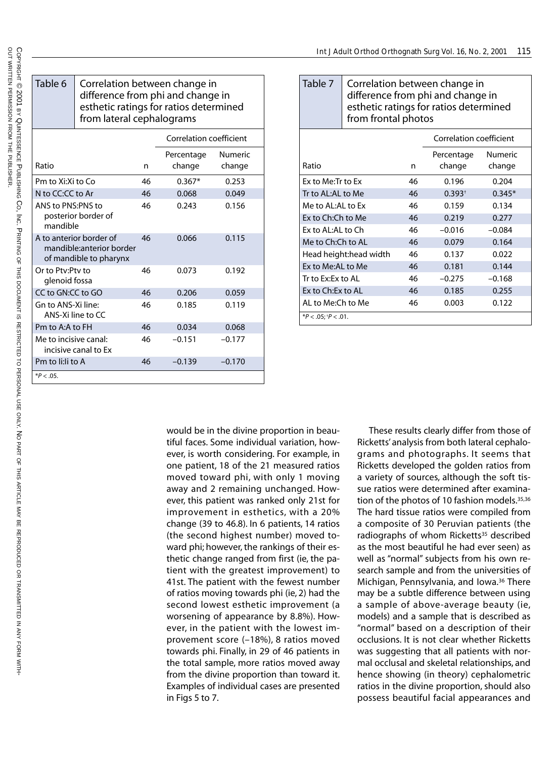**Table 6** Correlation between change in difference from phi and change in esthetic ratings for ratios determined from lateral cephalograms

| Ratio | n | Correlation coefficient | |
|---|---|---|---|
| | | Percentage change | Numeric change |
| Pm to Xi:Xi to Co | 46 | 0.367* | 0.253 |
| N to CC:CC to Ar | 46 | 0.068 | 0.049 |
| ANS to PNS:PNS to posterior border of mandible | 46 | 0.243 | 0.156 |
| A to anterior border of mandible:anterior border of mandible to pharynx | 46 | 0.066 | 0.115 |
| Or to Ptv:Ptv to glenoid fossa | 46 | 0.073 | 0.192 |
| CC to GN:CC to GO | 46 | 0.206 | 0.059 |
| Gn to ANS-Xi line: ANS-Xi line to CC | 46 | 0.185 | 0.119 |
| Pm to A:A to FH | 46 | 0.034 | 0.068 |
| Me to incisive canal: incisive canal to Ex | 46 | −0.151 | −0.177 |
| Pm to Ii:Ii to A | 46 | −0.139 | −0.170 |

*$P < .05$.

**Table 7** Correlation between change in difference from phi and change in esthetic ratings for ratios determined from frontal photos

| Ratio | n | Correlation coefficient | |
|---|---|---|---|
| | | Percentage change | Numeric change |
| Ex to Me:Tr to Ex | 46 | 0.196 | 0.204 |
| Tr to AL:AL to Me | 46 | 0.393† | 0.345* |
| Me to AL:AL to Ex | 46 | 0.159 | 0.134 |
| Ex to Ch:Ch to Me | 46 | 0.219 | 0.277 |
| Ex to AL:AL to Ch | 46 | −0.016 | −0.084 |
| Me to Ch:Ch to AL | 46 | 0.079 | 0.164 |
| Head height:head width | 46 | 0.137 | 0.022 |
| Ex to Me:AL to Me | 46 | 0.181 | 0.144 |
| Tr to Ex:Ex to AL | 46 | −0.275 | −0.168 |
| Ex to Ch:Ex to AL | 46 | 0.185 | 0.255 |
| AL to Me:Ch to Me | 46 | 0.003 | 0.122 |

*$P < .05$; †$P < .01$.

would be in the divine proportion in beautiful faces. Some individual variation, however, is worth considering. For example, in one patient, 18 of the 21 measured ratios moved toward phi, with only 1 moving away and 2 remaining unchanged. However, this patient was ranked only 21st for improvement in esthetics, with a 20% change (39 to 46.8). In 6 patients, 14 ratios (the second highest number) moved toward phi; however, the rankings of their esthetic change ranged from first (ie, the patient with the greatest improvement) to 41st. The patient with the fewest number of ratios moving towards phi (ie, 2) had the second lowest esthetic improvement (a worsening of appearance by 8.8%). However, in the patient with the lowest improvement score (–18%), 8 ratios moved towards phi. Finally, in 29 of 46 patients in the total sample, more ratios moved away from the divine proportion than toward it. Examples of individual cases are presented in Figs 5 to 7.

These results clearly differ from those of Ricketts' analysis from both lateral cephalograms and photographs. It seems that Ricketts developed the golden ratios from a variety of sources, although the soft tissue ratios were determined after examination of the photos of 10 fashion models.[35,36] The hard tissue ratios were compiled from a composite of 30 Peruvian patients (the radiographs of whom Ricketts[35] described as the most beautiful he had ever seen) as well as "normal" subjects from his own research sample and from the universities of Michigan, Pennsylvania, and Iowa.[36] There may be a subtle difference between using a sample of above-average beauty (ie, models) and a sample that is described as "normal" based on a description of their occlusions. It is not clear whether Ricketts was suggesting that all patients with normal occlusal and skeletal relationships, and hence showing (in theory) cephalometric ratios in the divine proportion, should also possess beautiful facial appearances and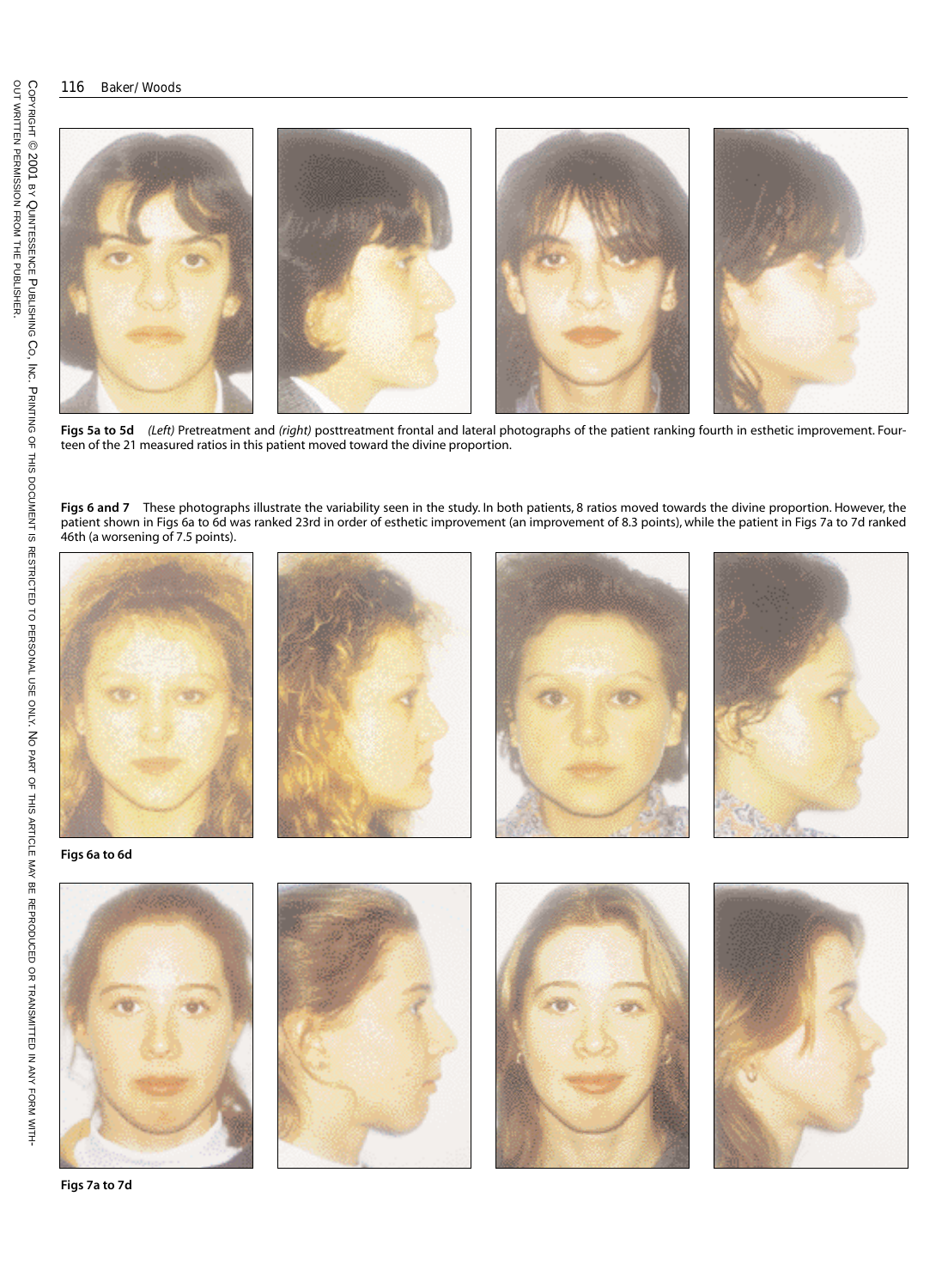**Figs 5a to 5d** *(Left)* Pretreatment and *(right)* posttreatment frontal and lateral photographs of the patient ranking fourth in esthetic improvement. Fourteen of the 21 measured ratios in this patient moved toward the divine proportion.

**Figs 6 and 7** These photographs illustrate the variability seen in the study. In both patients, 8 ratios moved towards the divine proportion. However, the patient shown in Figs 6a to 6d was ranked 23rd in order of esthetic improvement (an improvement of 8.3 points), while the patient in Figs 7a to 7d ranked 46th (a worsening of 7.5 points).

**Figs 6a to 6d**

**Figs 7a to 7d**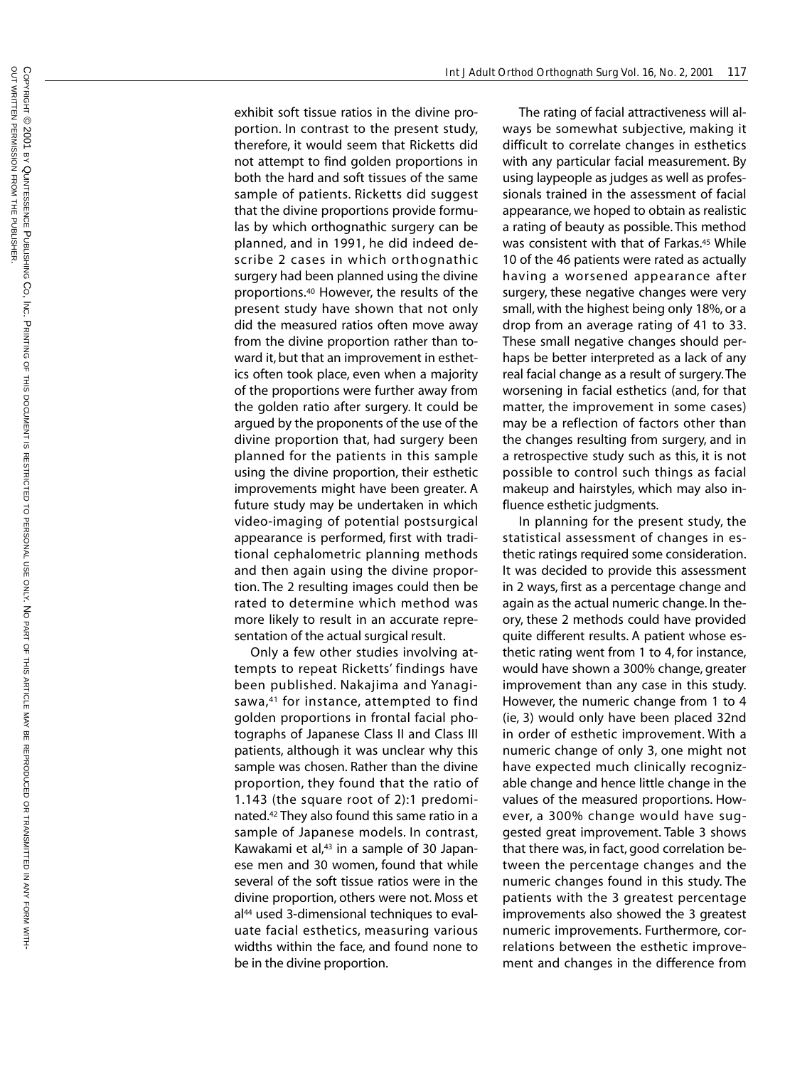exhibit soft tissue ratios in the divine proportion. In contrast to the present study, therefore, it would seem that Ricketts did not attempt to find golden proportions in both the hard and soft tissues of the same sample of patients. Ricketts did suggest that the divine proportions provide formulas by which orthognathic surgery can be planned, and in 1991, he did indeed describe 2 cases in which orthognathic surgery had been planned using the divine proportions.[40] However, the results of the present study have shown that not only did the measured ratios often move away from the divine proportion rather than toward it, but that an improvement in esthetics often took place, even when a majority of the proportions were further away from the golden ratio after surgery. It could be argued by the proponents of the use of the divine proportion that, had surgery been planned for the patients in this sample using the divine proportion, their esthetic improvements might have been greater. A future study may be undertaken in which video-imaging of potential postsurgical appearance is performed, first with traditional cephalometric planning methods and then again using the divine proportion. The 2 resulting images could then be rated to determine which method was more likely to result in an accurate representation of the actual surgical result.

Only a few other studies involving attempts to repeat Ricketts' findings have been published. Nakajima and Yanagisawa,[41] for instance, attempted to find golden proportions in frontal facial photographs of Japanese Class II and Class III patients, although it was unclear why this sample was chosen. Rather than the divine proportion, they found that the ratio of 1.143 (the square root of 2):1 predominated.[42] They also found this same ratio in a sample of Japanese models. In contrast, Kawakami et al,[43] in a sample of 30 Japanese men and 30 women, found that while several of the soft tissue ratios were in the divine proportion, others were not. Moss et al[44] used 3-dimensional techniques to evaluate facial esthetics, measuring various widths within the face, and found none to be in the divine proportion.

The rating of facial attractiveness will always be somewhat subjective, making it difficult to correlate changes in esthetics with any particular facial measurement. By using laypeople as judges as well as professionals trained in the assessment of facial appearance, we hoped to obtain as realistic a rating of beauty as possible. This method was consistent with that of Farkas.[45] While 10 of the 46 patients were rated as actually having a worsened appearance after surgery, these negative changes were very small, with the highest being only 18%, or a drop from an average rating of 41 to 33. These small negative changes should perhaps be better interpreted as a lack of any real facial change as a result of surgery. The worsening in facial esthetics (and, for that matter, the improvement in some cases) may be a reflection of factors other than the changes resulting from surgery, and in a retrospective study such as this, it is not possible to control such things as facial makeup and hairstyles, which may also influence esthetic judgments.

In planning for the present study, the statistical assessment of changes in esthetic ratings required some consideration. It was decided to provide this assessment in 2 ways, first as a percentage change and again as the actual numeric change. In theory, these 2 methods could have provided quite different results. A patient whose esthetic rating went from 1 to 4, for instance, would have shown a 300% change, greater improvement than any case in this study. However, the numeric change from 1 to 4 (ie, 3) would only have been placed 32nd in order of esthetic improvement. With a numeric change of only 3, one might not have expected much clinically recognizable change and hence little change in the values of the measured proportions. However, a 300% change would have suggested great improvement. Table 3 shows that there was, in fact, good correlation between the percentage changes and the numeric changes found in this study. The patients with the 3 greatest percentage improvements also showed the 3 greatest numeric improvements. Furthermore, correlations between the esthetic improvement and changes in the difference from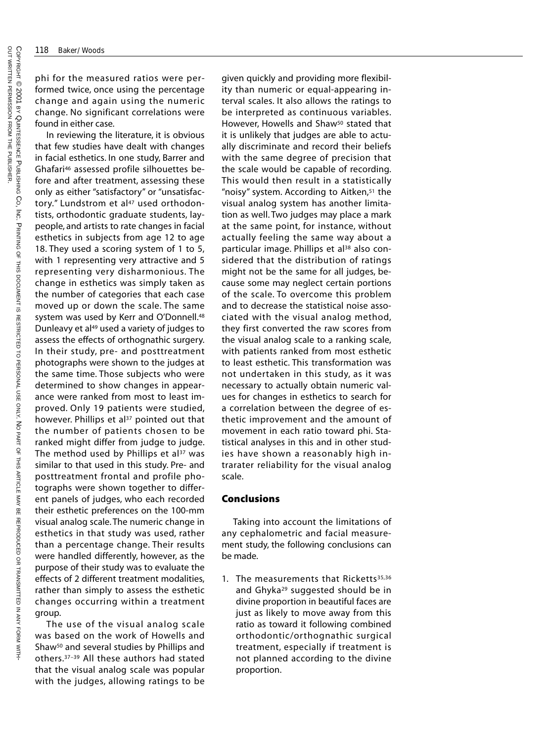phi for the measured ratios were performed twice, once using the percentage change and again using the numeric change. No significant correlations were found in either case.

In reviewing the literature, it is obvious that few studies have dealt with changes in facial esthetics. In one study, Barrer and Ghafari[46] assessed profile silhouettes before and after treatment, assessing these only as either "satisfactory" or "unsatisfactory." Lundstrom et al[47] used orthodontists, orthodontic graduate students, laypeople, and artists to rate changes in facial esthetics in subjects from age 12 to age 18. They used a scoring system of 1 to 5, with 1 representing very attractive and 5 representing very disharmonious. The change in esthetics was simply taken as the number of categories that each case moved up or down the scale. The same system was used by Kerr and O'Donnell.[48] Dunleavy et al[49] used a variety of judges to assess the effects of orthognathic surgery. In their study, pre- and posttreatment photographs were shown to the judges at the same time. Those subjects who were determined to show changes in appearance were ranked from most to least improved. Only 19 patients were studied, however. Phillips et al[37] pointed out that the number of patients chosen to be ranked might differ from judge to judge. The method used by Phillips et al[37] was similar to that used in this study. Pre- and posttreatment frontal and profile photographs were shown together to different panels of judges, who each recorded their esthetic preferences on the 100-mm visual analog scale. The numeric change in esthetics in that study was used, rather than a percentage change. Their results were handled differently, however, as the purpose of their study was to evaluate the effects of 2 different treatment modalities, rather than simply to assess the esthetic changes occurring within a treatment group.

The use of the visual analog scale was based on the work of Howells and Shaw[50] and several studies by Phillips and others.[37–39] All these authors had stated that the visual analog scale was popular with the judges, allowing ratings to be given quickly and providing more flexibility than numeric or equal-appearing interval scales. It also allows the ratings to be interpreted as continuous variables. However, Howells and Shaw[50] stated that it is unlikely that judges are able to actually discriminate and record their beliefs with the same degree of precision that the scale would be capable of recording. This would then result in a statistically "noisy" system. According to Aitken,[51] the visual analog system has another limitation as well. Two judges may place a mark at the same point, for instance, without actually feeling the same way about a particular image. Phillips et al[38] also considered that the distribution of ratings might not be the same for all judges, because some may neglect certain portions of the scale. To overcome this problem and to decrease the statistical noise associated with the visual analog method, they first converted the raw scores from the visual analog scale to a ranking scale, with patients ranked from most esthetic to least esthetic. This transformation was not undertaken in this study, as it was necessary to actually obtain numeric values for changes in esthetics to search for a correlation between the degree of esthetic improvement and the amount of movement in each ratio toward phi. Statistical analyses in this and in other studies have shown a reasonably high intrarater reliability for the visual analog scale.

## Conclusions

Taking into account the limitations of any cephalometric and facial measurement study, the following conclusions can be made.

1. The measurements that Ricketts[35,36] and Ghyka[29] suggested should be in divine proportion in beautiful faces are just as likely to move away from this ratio as toward it following combined orthodontic/orthognathic surgical treatment, especially if treatment is not planned according to the divine proportion.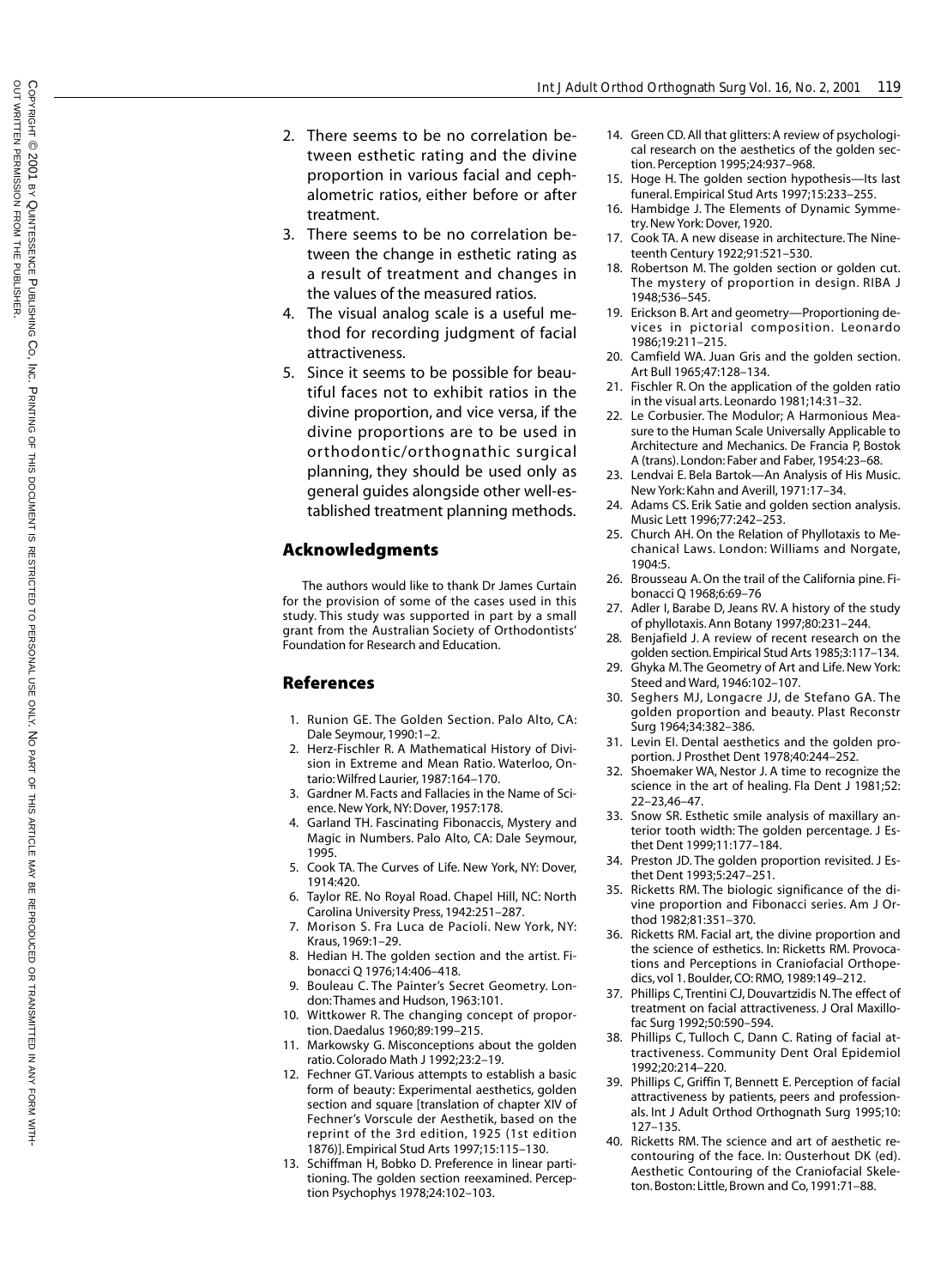2. There seems to be no correlation between esthetic rating and the divine proportion in various facial and cephalometric ratios, either before or after treatment.
3. There seems to be no correlation between the change in esthetic rating as a result of treatment and changes in the values of the measured ratios.
4. The visual analog scale is a useful method for recording judgment of facial attractiveness.
5. Since it seems to be possible for beautiful faces not to exhibit ratios in the divine proportion, and vice versa, if the divine proportions are to be used in orthodontic/orthognathic surgical planning, they should be used only as general guides alongside other well-established treatment planning methods.

## Acknowledgments

The authors would like to thank Dr James Curtain for the provision of some of the cases used in this study. This study was supported in part by a small grant from the Australian Society of Orthodontists' Foundation for Research and Education.

## References

1. Runion GE. The Golden Section. Palo Alto, CA: Dale Seymour, 1990:1–2.
2. Herz-Fischler R. A Mathematical History of Division in Extreme and Mean Ratio. Waterloo, Ontario: Wilfred Laurier, 1987:164–170.
3. Gardner M. Facts and Fallacies in the Name of Science. New York, NY: Dover, 1957:178.
4. Garland TH. Fascinating Fibonaccis, Mystery and Magic in Numbers. Palo Alto, CA: Dale Seymour, 1995.
5. Cook TA. The Curves of Life. New York, NY: Dover, 1914:420.
6. Taylor RE. No Royal Road. Chapel Hill, NC: North Carolina University Press, 1942:251–287.
7. Morison S. Fra Luca de Pacioli. New York, NY: Kraus, 1969:1–29.
8. Hedian H. The golden section and the artist. Fibonacci Q 1976;14:406–418.
9. Bouleau C. The Painter's Secret Geometry. London: Thames and Hudson, 1963:101.
10. Wittkower R. The changing concept of proportion. Daedalus 1960;89:199–215.
11. Markowsky G. Misconceptions about the golden ratio. Colorado Math J 1992;23:2–19.
12. Fechner GT. Various attempts to establish a basic form of beauty: Experimental aesthetics, golden section and square [translation of chapter XIV of Fechner's Vorscule der Aesthetik, based on the reprint of the 3rd edition, 1925 (1st edition 1876)]. Empirical Stud Arts 1997;15:115–130.
13. Schiffman H, Bobko D. Preference in linear partitioning. The golden section reexamined. Percept Psychophys 1978;24:102–103.
14. Green CD. All that glitters: A review of psychological research on the aesthetics of the golden section. Perception 1995;24:937–968.
15. Hoge H. The golden section hypothesis—Its last funeral. Empirical Stud Arts 1997;15:233–255.
16. Hambidge J. The Elements of Dynamic Symmetry. New York: Dover, 1920.
17. Cook TA. A new disease in architecture. The Nineteenth Century 1922;91:521–530.
18. Robertson M. The golden section or golden cut. The mystery of proportion in design. RIBA J 1948;536–545.
19. Erickson B. Art and geometry—Proportioning devices in pictorial composition. Leonardo 1986;19:211–215.
20. Camfield WA. Juan Gris and the golden section. Art Bull 1965;47:128–134.
21. Fischler R. On the application of the golden ratio in the visual arts. Leonardo 1981;14:31–32.
22. Le Corbusier. The Modulor; A Harmonious Measure to the Human Scale Universally Applicable to Architecture and Mechanics. De Francia P, Bostok A (trans). London: Faber and Faber, 1954:23–68.
23. Lendvai E. Bela Bartok—An Analysis of His Music. New York: Kahn and Averill, 1971:17–34.
24. Adams CS. Erik Satie and golden section analysis. Music Lett 1996;77:242–253.
25. Church AH. On the Relation of Phyllotaxis to Mechanical Laws. London: Williams and Norgate, 1904:5.
26. Brousseau A. On the trail of the California pine. Fibonacci Q 1968;6:69–76
27. Adler I, Barabe D, Jeans RV. A history of the study of phyllotaxis. Ann Botany 1997;80:231–244.
28. Benjafield J. A review of recent research on the golden section. Empirical Stud Arts 1985;3:117–134.
29. Ghyka M. The Geometry of Art and Life. New York: Steed and Ward, 1946:102–107.
30. Seghers MJ, Longacre JJ, de Stefano GA. The golden proportion and beauty. Plast Reconstr Surg 1964;34:382–386.
31. Levin EI. Dental aesthetics and the golden proportion. J Prosthet Dent 1978;40:244–252.
32. Shoemaker WA, Nestor J. A time to recognize the science in the art of healing. Fla Dent J 1981;52: 22–23,46–47.
33. Snow SR. Esthetic smile analysis of maxillary anterior tooth width: The golden percentage. J Esthet Dent 1999;11:177–184.
34. Preston JD. The golden proportion revisited. J Esthet Dent 1993;5:247–251.
35. Ricketts RM. The biologic significance of the divine proportion and Fibonacci series. Am J Orthod 1982;81:351–370.
36. Ricketts RM. Facial art, the divine proportion and the science of esthetics. In: Ricketts RM. Provocations and Perceptions in Craniofacial Orthopedics, vol 1. Boulder, CO: RMO, 1989:149–212.
37. Phillips C, Trentini CJ, Douvartzidis N. The effect of treatment on facial attractiveness. J Oral Maxillofac Surg 1992;50:590–594.
38. Phillips C, Tulloch C, Dann C. Rating of facial attractiveness. Community Dent Oral Epidemiol 1992;20:214–220.
39. Phillips C, Griffin T, Bennett E. Perception of facial attractiveness by patients, peers and professionals. Int J Adult Orthod Orthognath Surg 1995;10: 127–135.
40. Ricketts RM. The science and art of aesthetic recontouring of the face. In: Ousterhout DK (ed). Aesthetic Contouring of the Craniofacial Skeleton. Boston: Little, Brown and Co, 1991:71–88.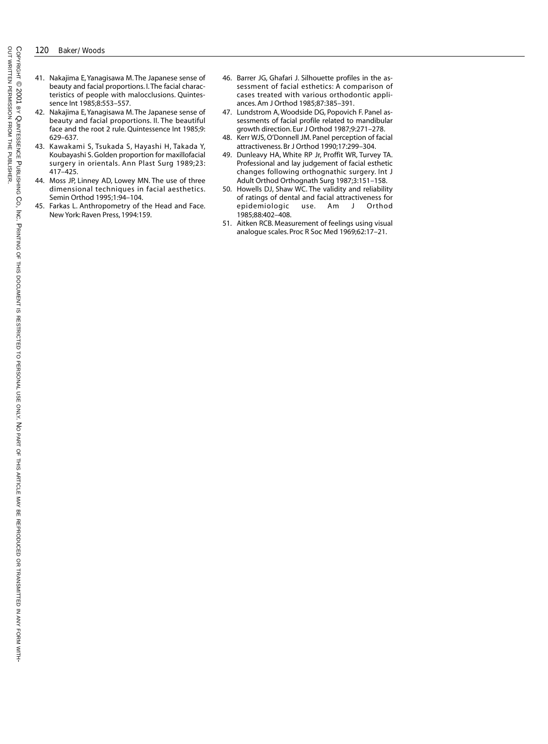41. Nakajima E, Yanagisawa M. The Japanese sense of beauty and facial proportions. I. The facial characteristics of people with malocclusions. Quintessence Int 1985;8:553–557.
42. Nakajima E, Yanagisawa M. The Japanese sense of beauty and facial proportions. II. The beautiful face and the root 2 rule. Quintessence Int 1985;9: 629–637.
43. Kawakami S, Tsukada S, Hayashi H, Takada Y, Koubayashi S. Golden proportion for maxillofacial surgery in orientals. Ann Plast Surg 1989;23: 417–425.
44. Moss JP, Linney AD, Lowey MN. The use of three dimensional techniques in facial aesthetics. Semin Orthod 1995;1:94–104.
45. Farkas L. Anthropometry of the Head and Face. New York: Raven Press, 1994:159.
46. Barrer JG, Ghafari J. Silhouette profiles in the assessment of facial esthetics: A comparison of cases treated with various orthodontic appliances. Am J Orthod 1985;87:385–391.
47. Lundstrom A, Woodside DG, Popovich F. Panel assessments of facial profile related to mandibular growth direction. Eur J Orthod 1987;9:271–278.
48. Kerr WJS, O'Donnell JM. Panel perception of facial attractiveness. Br J Orthod 1990;17:299–304.
49. Dunleavy HA, White RP Jr, Proffit WR, Turvey TA. Professional and lay judgement of facial esthetic changes following orthognathic surgery. Int J Adult Orthod Orthognath Surg 1987;3:151–158.
50. Howells DJ, Shaw WC. The validity and reliability of ratings of dental and facial attractiveness for epidemiologic use. Am J Orthod 1985;88:402–408.
51. Aitken RCB. Measurement of feelings using visual analogue scales. Proc R Soc Med 1969;62:17–21.